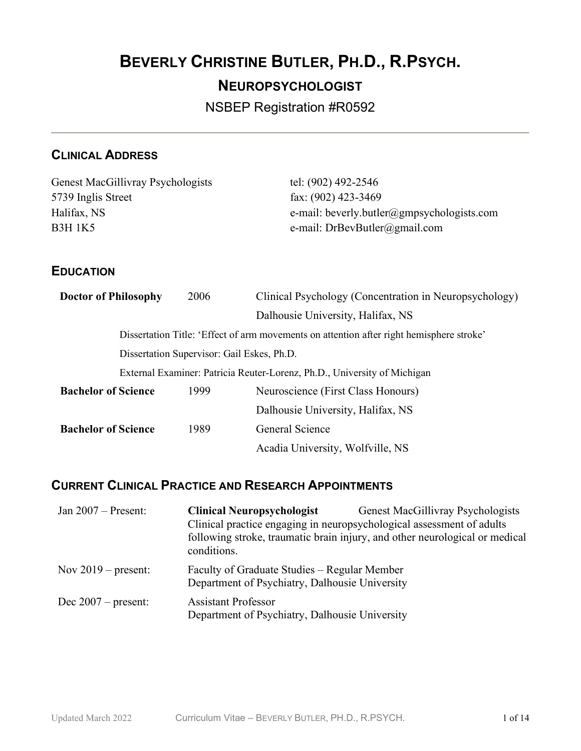# Beverly Christine Butler, Ph.D., R.Psych.

## Neuropsychologist

NSBEP Registration #R0592

---

## Clinical Address

Genest MacGillivray Psychologists
5739 Inglis Street
Halifax, NS
B3H 1K5

tel: (902) 492-2546
fax: (902) 423-3469
e-mail: beverly.butler@gmpsychologists.com
e-mail: DrBevButler@gmail.com

## Education

**Doctor of Philosophy** 2006 — Clinical Psychology (Concentration in Neuropsychology)
Dalhousie University, Halifax, NS

Dissertation Title: 'Effect of arm movements on attention after right hemisphere stroke'

Dissertation Supervisor: Gail Eskes, Ph.D.

External Examiner: Patricia Reuter-Lorenz, Ph.D., University of Michigan

**Bachelor of Science** 1999 — Neuroscience (First Class Honours)
Dalhousie University, Halifax, NS

**Bachelor of Science** 1989 — General Science
Acadia University, Wolfville, NS

## Current Clinical Practice and Research Appointments

Jan 2007 – Present: **Clinical Neuropsychologist** — Genest MacGillivray Psychologists
Clinical practice engaging in neuropsychological assessment of adults following stroke, traumatic brain injury, and other neurological or medical conditions.

Nov 2019 – present: Faculty of Graduate Studies – Regular Member
Department of Psychiatry, Dalhousie University

Dec 2007 – present: Assistant Professor
Department of Psychiatry, Dalhousie University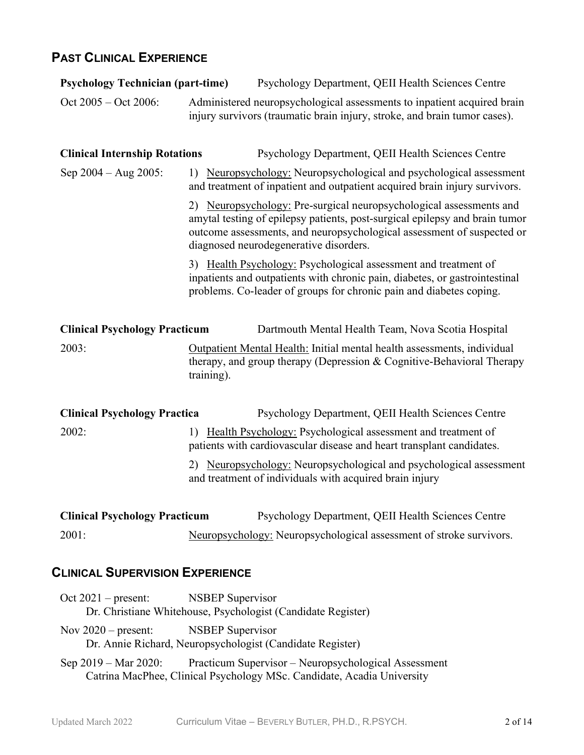## Past Clinical Experience

**Psychology Technician (part-time)** — Psychology Department, QEII Health Sciences Centre

Oct 2005 – Oct 2006: Administered neuropsychological assessments to inpatient acquired brain injury survivors (traumatic brain injury, stroke, and brain tumor cases).

**Clinical Internship Rotations** — Psychology Department, QEII Health Sciences Centre

Sep 2004 – Aug 2005:

1) Neuropsychology: Neuropsychological and psychological assessment and treatment of inpatient and outpatient acquired brain injury survivors.

2) Neuropsychology: Pre-surgical neuropsychological assessments and amytal testing of epilepsy patients, post-surgical epilepsy and brain tumor outcome assessments, and neuropsychological assessment of suspected or diagnosed neurodegenerative disorders.

3) Health Psychology: Psychological assessment and treatment of inpatients and outpatients with chronic pain, diabetes, or gastrointestinal problems. Co-leader of groups for chronic pain and diabetes coping.

**Clinical Psychology Practicum** — Dartmouth Mental Health Team, Nova Scotia Hospital

2003: Outpatient Mental Health: Initial mental health assessments, individual therapy, and group therapy (Depression & Cognitive-Behavioral Therapy training).

**Clinical Psychology Practica** — Psychology Department, QEII Health Sciences Centre

2002:

1) Health Psychology: Psychological assessment and treatment of patients with cardiovascular disease and heart transplant candidates.

2) Neuropsychology: Neuropsychological and psychological assessment and treatment of individuals with acquired brain injury

**Clinical Psychology Practicum** — Psychology Department, QEII Health Sciences Centre

2001: Neuropsychology: Neuropsychological assessment of stroke survivors.

## Clinical Supervision Experience

Oct 2021 – present: NSBEP Supervisor
Dr. Christiane Whitehouse, Psychologist (Candidate Register)

Nov 2020 – present: NSBEP Supervisor
Dr. Annie Richard, Neuropsychologist (Candidate Register)

Sep 2019 – Mar 2020: Practicum Supervisor – Neuropsychological Assessment
Catrina MacPhee, Clinical Psychology MSc. Candidate, Acadia University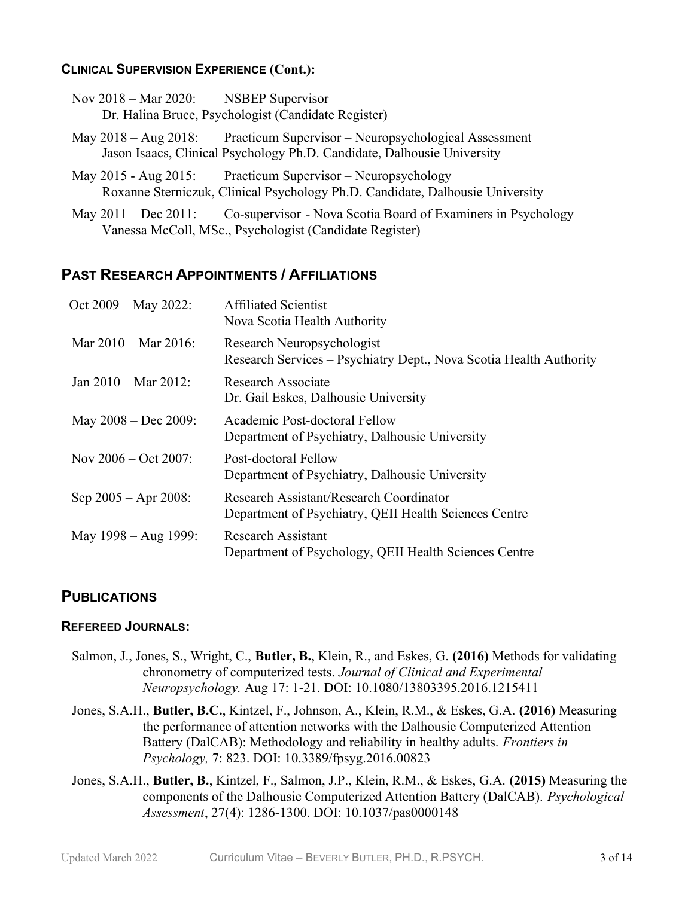### Clinical Supervision Experience (Cont.):

Nov 2018 – Mar 2020: NSBEP Supervisor
Dr. Halina Bruce, Psychologist (Candidate Register)

May 2018 – Aug 2018: Practicum Supervisor – Neuropsychological Assessment
Jason Isaacs, Clinical Psychology Ph.D. Candidate, Dalhousie University

May 2015 - Aug 2015: Practicum Supervisor – Neuropsychology
Roxanne Sterniczuk, Clinical Psychology Ph.D. Candidate, Dalhousie University

May 2011 – Dec 2011: Co-supervisor - Nova Scotia Board of Examiners in Psychology
Vanessa McColl, MSc., Psychologist (Candidate Register)

## Past Research Appointments / Affiliations

| | |
|---|---|
| Oct 2009 – May 2022: | Affiliated Scientist<br>Nova Scotia Health Authority |
| Mar 2010 – Mar 2016: | Research Neuropsychologist<br>Research Services – Psychiatry Dept., Nova Scotia Health Authority |
| Jan 2010 – Mar 2012: | Research Associate<br>Dr. Gail Eskes, Dalhousie University |
| May 2008 – Dec 2009: | Academic Post-doctoral Fellow<br>Department of Psychiatry, Dalhousie University |
| Nov 2006 – Oct 2007: | Post-doctoral Fellow<br>Department of Psychiatry, Dalhousie University |
| Sep 2005 – Apr 2008: | Research Assistant/Research Coordinator<br>Department of Psychiatry, QEII Health Sciences Centre |
| May 1998 – Aug 1999: | Research Assistant<br>Department of Psychology, QEII Health Sciences Centre |

## Publications

### Refereed Journals:

Salmon, J., Jones, S., Wright, C., **Butler, B.**, Klein, R., and Eskes, G. **(2016)** Methods for validating chronometry of computerized tests. *Journal of Clinical and Experimental Neuropsychology.* Aug 17: 1-21. DOI: 10.1080/13803395.2016.1215411

Jones, S.A.H., **Butler, B.C.**, Kintzel, F., Johnson, A., Klein, R.M., & Eskes, G.A. **(2016)** Measuring the performance of attention networks with the Dalhousie Computerized Attention Battery (DalCAB): Methodology and reliability in healthy adults. *Frontiers in Psychology,* 7: 823. DOI: 10.3389/fpsyg.2016.00823

Jones, S.A.H., **Butler, B.**, Kintzel, F., Salmon, J.P., Klein, R.M., & Eskes, G.A. **(2015)** Measuring the components of the Dalhousie Computerized Attention Battery (DalCAB). *Psychological Assessment*, 27(4): 1286-1300. DOI: 10.1037/pas0000148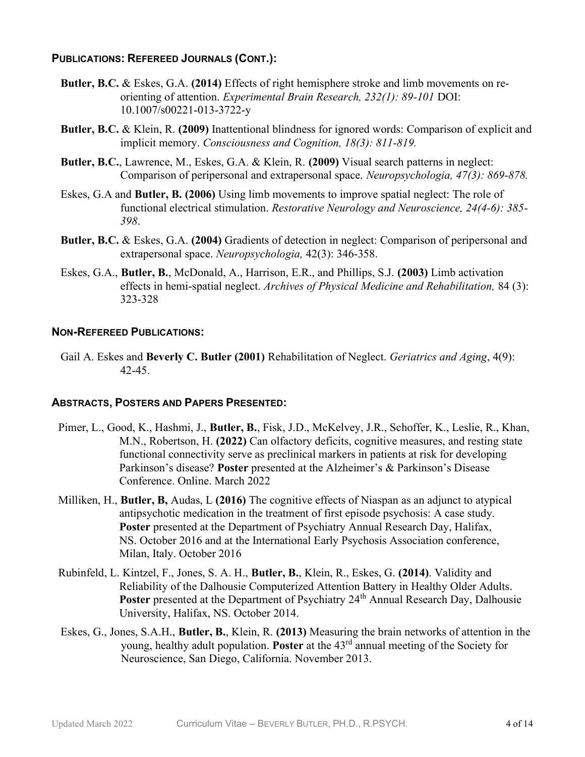## Publications: Refereed Journals (Cont.):

**Butler, B.C.** & Eskes, G.A. **(2014)** Effects of right hemisphere stroke and limb movements on re-orienting of attention. *Experimental Brain Research, 232(1): 89-101* DOI: 10.1007/s00221-013-3722-y

**Butler, B.C.** & Klein, R. **(2009)** Inattentional blindness for ignored words: Comparison of explicit and implicit memory. *Consciousness and Cognition, 18(3): 811-819.*

**Butler, B.C.**, Lawrence, M., Eskes, G.A. & Klein, R. **(2009)** Visual search patterns in neglect: Comparison of peripersonal and extrapersonal space. *Neuropsychologia, 47(3): 869-878.*

Eskes, G.A and **Butler, B. (2006)** Using limb movements to improve spatial neglect: The role of functional electrical stimulation. *Restorative Neurology and Neuroscience, 24(4-6): 385-398.*

**Butler, B.C.** & Eskes, G.A. **(2004)** Gradients of detection in neglect: Comparison of peripersonal and extrapersonal space. *Neuropsychologia,* 42(3): 346-358.

Eskes, G.A., **Butler, B.**, McDonald, A., Harrison, E.R., and Phillips, S.J. **(2003)** Limb activation effects in hemi-spatial neglect. *Archives of Physical Medicine and Rehabilitation,* 84 (3): 323-328

## Non-Refereed Publications:

Gail A. Eskes and **Beverly C. Butler (2001)** Rehabilitation of Neglect. *Geriatrics and Aging*, 4(9): 42-45.

## Abstracts, Posters and Papers Presented:

Pimer, L., Good, K., Hashmi, J., **Butler, B.**, Fisk, J.D., McKelvey, J.R., Schoffer, K., Leslie, R., Khan, M.N., Robertson, H. **(2022)** Can olfactory deficits, cognitive measures, and resting state functional connectivity serve as preclinical markers in patients at risk for developing Parkinson's disease? **Poster** presented at the Alzheimer's & Parkinson's Disease Conference. Online. March 2022

Milliken, H., **Butler, B,** Audas, L **(2016)** The cognitive effects of Niaspan as an adjunct to atypical antipsychotic medication in the treatment of first episode psychosis: A case study. **Poster** presented at the Department of Psychiatry Annual Research Day, Halifax, NS. October 2016 and at the International Early Psychosis Association conference, Milan, Italy. October 2016

Rubinfeld, L. Kintzel, F., Jones, S. A. H., **Butler, B.**, Klein, R., Eskes, G. **(2014)**. Validity and Reliability of the Dalhousie Computerized Attention Battery in Healthy Older Adults. **Poster** presented at the Department of Psychiatry 24th Annual Research Day, Dalhousie University, Halifax, NS. October 2014.

Eskes, G., Jones, S.A.H., **Butler, B.**, Klein, R. **(2013)** Measuring the brain networks of attention in the young, healthy adult population. **Poster** at the 43rd annual meeting of the Society for Neuroscience, San Diego, California. November 2013.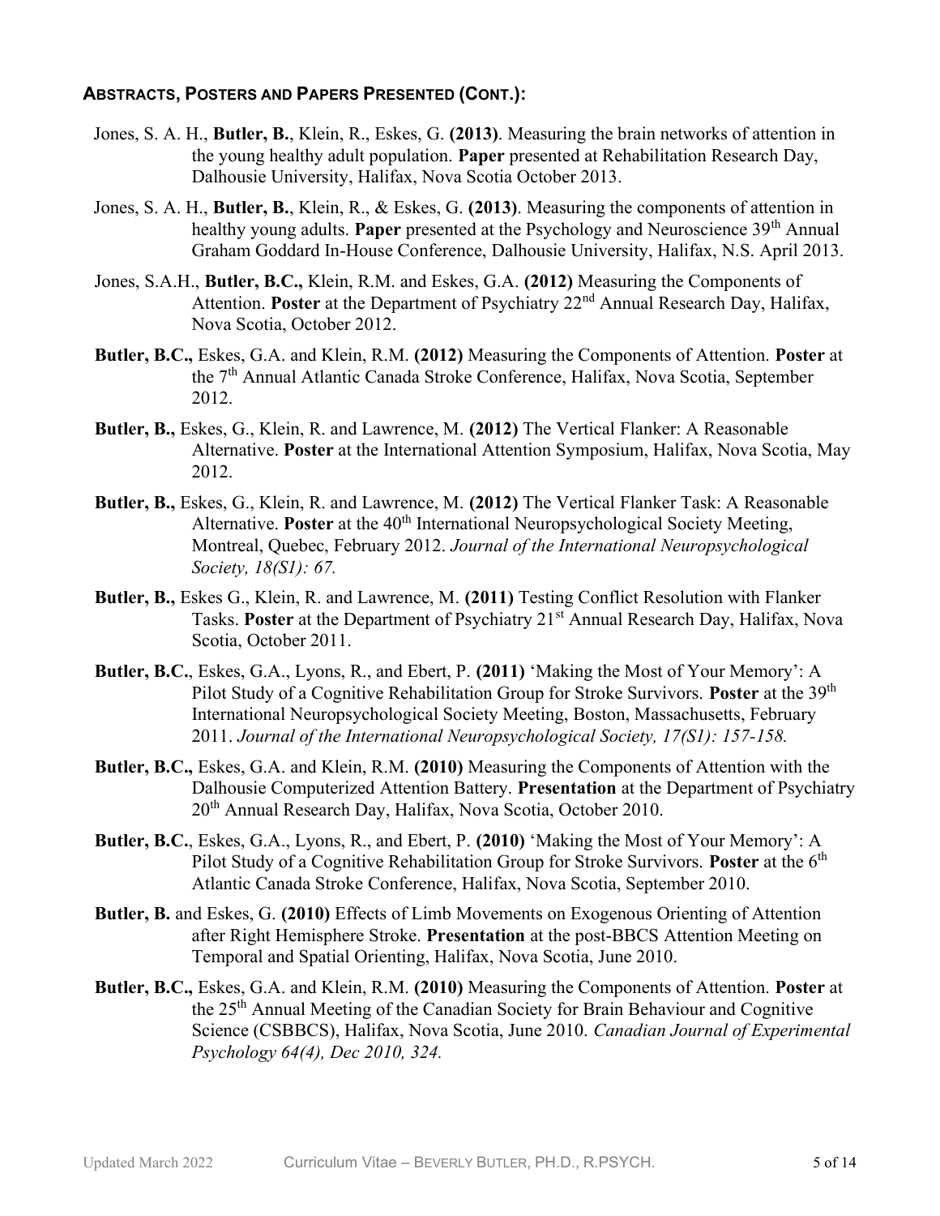### ABSTRACTS, POSTERS AND PAPERS PRESENTED (CONT.):

Jones, S. A. H., **Butler, B.**, Klein, R., Eskes, G. **(2013)**. Measuring the brain networks of attention in the young healthy adult population. **Paper** presented at Rehabilitation Research Day, Dalhousie University, Halifax, Nova Scotia October 2013.

Jones, S. A. H., **Butler, B.**, Klein, R., & Eskes, G. **(2013)**. Measuring the components of attention in healthy young adults. **Paper** presented at the Psychology and Neuroscience 39th Annual Graham Goddard In-House Conference, Dalhousie University, Halifax, N.S. April 2013.

Jones, S.A.H., **Butler, B.C.,** Klein, R.M. and Eskes, G.A. **(2012)** Measuring the Components of Attention. **Poster** at the Department of Psychiatry 22nd Annual Research Day, Halifax, Nova Scotia, October 2012.

**Butler, B.C.,** Eskes, G.A. and Klein, R.M. **(2012)** Measuring the Components of Attention. **Poster** at the 7th Annual Atlantic Canada Stroke Conference, Halifax, Nova Scotia, September 2012.

**Butler, B.,** Eskes, G., Klein, R. and Lawrence, M. **(2012)** The Vertical Flanker: A Reasonable Alternative. **Poster** at the International Attention Symposium, Halifax, Nova Scotia, May 2012.

**Butler, B.,** Eskes, G., Klein, R. and Lawrence, M. **(2012)** The Vertical Flanker Task: A Reasonable Alternative. **Poster** at the 40th International Neuropsychological Society Meeting, Montreal, Quebec, February 2012. *Journal of the International Neuropsychological Society, 18(S1): 67.*

**Butler, B.,** Eskes G., Klein, R. and Lawrence, M. **(2011)** Testing Conflict Resolution with Flanker Tasks. **Poster** at the Department of Psychiatry 21st Annual Research Day, Halifax, Nova Scotia, October 2011.

**Butler, B.C.**, Eskes, G.A., Lyons, R., and Ebert, P. **(2011)** 'Making the Most of Your Memory': A Pilot Study of a Cognitive Rehabilitation Group for Stroke Survivors. **Poster** at the 39th International Neuropsychological Society Meeting, Boston, Massachusetts, February 2011. *Journal of the International Neuropsychological Society, 17(S1): 157-158.*

**Butler, B.C.,** Eskes, G.A. and Klein, R.M. **(2010)** Measuring the Components of Attention with the Dalhousie Computerized Attention Battery. **Presentation** at the Department of Psychiatry 20th Annual Research Day, Halifax, Nova Scotia, October 2010.

**Butler, B.C.**, Eskes, G.A., Lyons, R., and Ebert, P. **(2010)** 'Making the Most of Your Memory': A Pilot Study of a Cognitive Rehabilitation Group for Stroke Survivors. **Poster** at the 6th Atlantic Canada Stroke Conference, Halifax, Nova Scotia, September 2010.

**Butler, B.** and Eskes, G. **(2010)** Effects of Limb Movements on Exogenous Orienting of Attention after Right Hemisphere Stroke. **Presentation** at the post-BBCS Attention Meeting on Temporal and Spatial Orienting, Halifax, Nova Scotia, June 2010.

**Butler, B.C.,** Eskes, G.A. and Klein, R.M. **(2010)** Measuring the Components of Attention. **Poster** at the 25th Annual Meeting of the Canadian Society for Brain Behaviour and Cognitive Science (CSBBCS), Halifax, Nova Scotia, June 2010. *Canadian Journal of Experimental Psychology 64(4), Dec 2010, 324.*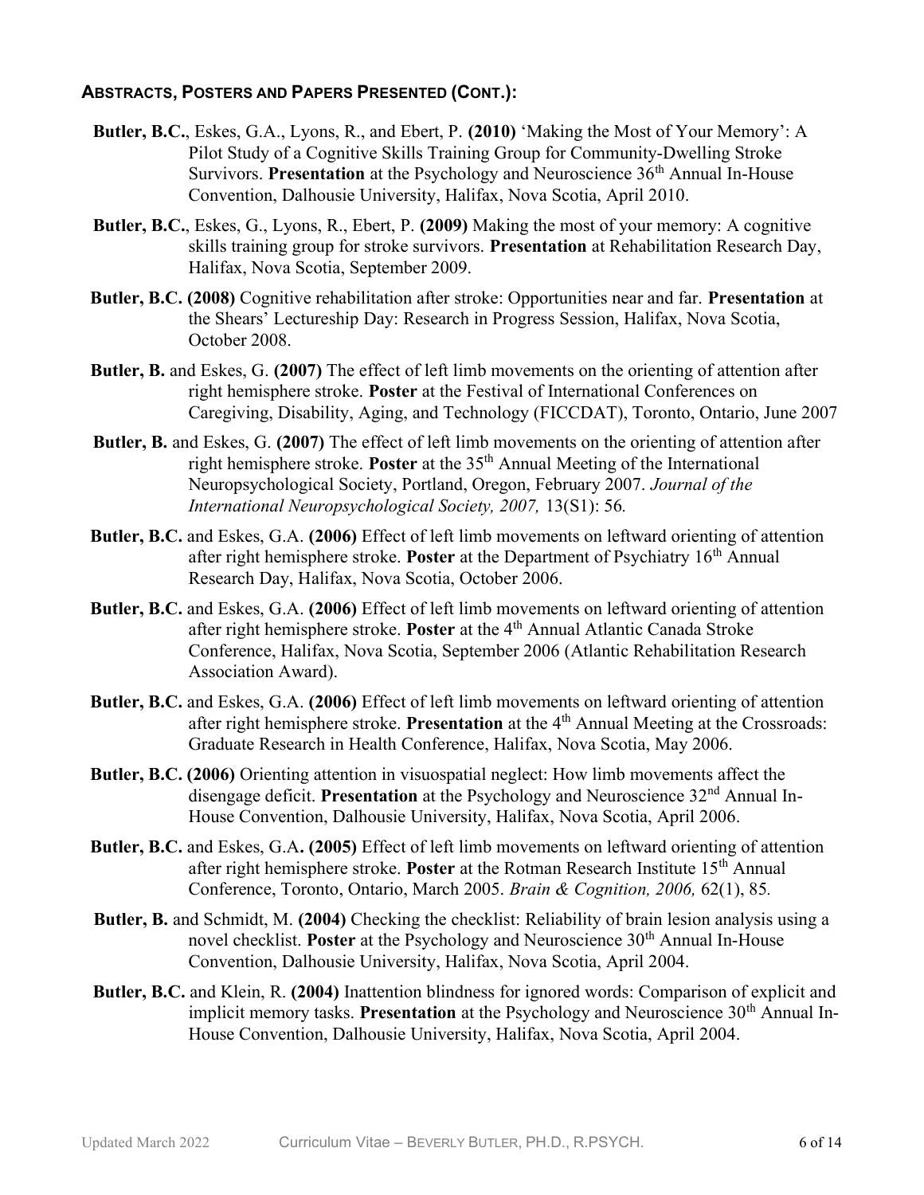## ABSTRACTS, POSTERS AND PAPERS PRESENTED (CONT.):

**Butler, B.C.**, Eskes, G.A., Lyons, R., and Ebert, P. **(2010)** 'Making the Most of Your Memory': A Pilot Study of a Cognitive Skills Training Group for Community-Dwelling Stroke Survivors. **Presentation** at the Psychology and Neuroscience 36th Annual In-House Convention, Dalhousie University, Halifax, Nova Scotia, April 2010.

**Butler, B.C.**, Eskes, G., Lyons, R., Ebert, P. **(2009)** Making the most of your memory: A cognitive skills training group for stroke survivors. **Presentation** at Rehabilitation Research Day, Halifax, Nova Scotia, September 2009.

**Butler, B.C. (2008)** Cognitive rehabilitation after stroke: Opportunities near and far. **Presentation** at the Shears' Lectureship Day: Research in Progress Session, Halifax, Nova Scotia, October 2008.

**Butler, B.** and Eskes, G. **(2007)** The effect of left limb movements on the orienting of attention after right hemisphere stroke. **Poster** at the Festival of International Conferences on Caregiving, Disability, Aging, and Technology (FICCDAT), Toronto, Ontario, June 2007

**Butler, B.** and Eskes, G. **(2007)** The effect of left limb movements on the orienting of attention after right hemisphere stroke. **Poster** at the 35th Annual Meeting of the International Neuropsychological Society, Portland, Oregon, February 2007. *Journal of the International Neuropsychological Society, 2007,* 13(S1): 56.

**Butler, B.C.** and Eskes, G.A. **(2006)** Effect of left limb movements on leftward orienting of attention after right hemisphere stroke. **Poster** at the Department of Psychiatry 16th Annual Research Day, Halifax, Nova Scotia, October 2006.

**Butler, B.C.** and Eskes, G.A. **(2006)** Effect of left limb movements on leftward orienting of attention after right hemisphere stroke. **Poster** at the 4th Annual Atlantic Canada Stroke Conference, Halifax, Nova Scotia, September 2006 (Atlantic Rehabilitation Research Association Award).

**Butler, B.C.** and Eskes, G.A. **(2006)** Effect of left limb movements on leftward orienting of attention after right hemisphere stroke. **Presentation** at the 4th Annual Meeting at the Crossroads: Graduate Research in Health Conference, Halifax, Nova Scotia, May 2006.

**Butler, B.C. (2006)** Orienting attention in visuospatial neglect: How limb movements affect the disengage deficit. **Presentation** at the Psychology and Neuroscience 32nd Annual In-House Convention, Dalhousie University, Halifax, Nova Scotia, April 2006.

**Butler, B.C.** and Eskes, G.A**. (2005)** Effect of left limb movements on leftward orienting of attention after right hemisphere stroke. **Poster** at the Rotman Research Institute 15th Annual Conference, Toronto, Ontario, March 2005. *Brain & Cognition, 2006,* 62(1), 85.

**Butler, B.** and Schmidt, M. **(2004)** Checking the checklist: Reliability of brain lesion analysis using a novel checklist. **Poster** at the Psychology and Neuroscience 30th Annual In-House Convention, Dalhousie University, Halifax, Nova Scotia, April 2004.

**Butler, B.C.** and Klein, R. **(2004)** Inattention blindness for ignored words: Comparison of explicit and implicit memory tasks. **Presentation** at the Psychology and Neuroscience 30th Annual In-House Convention, Dalhousie University, Halifax, Nova Scotia, April 2004.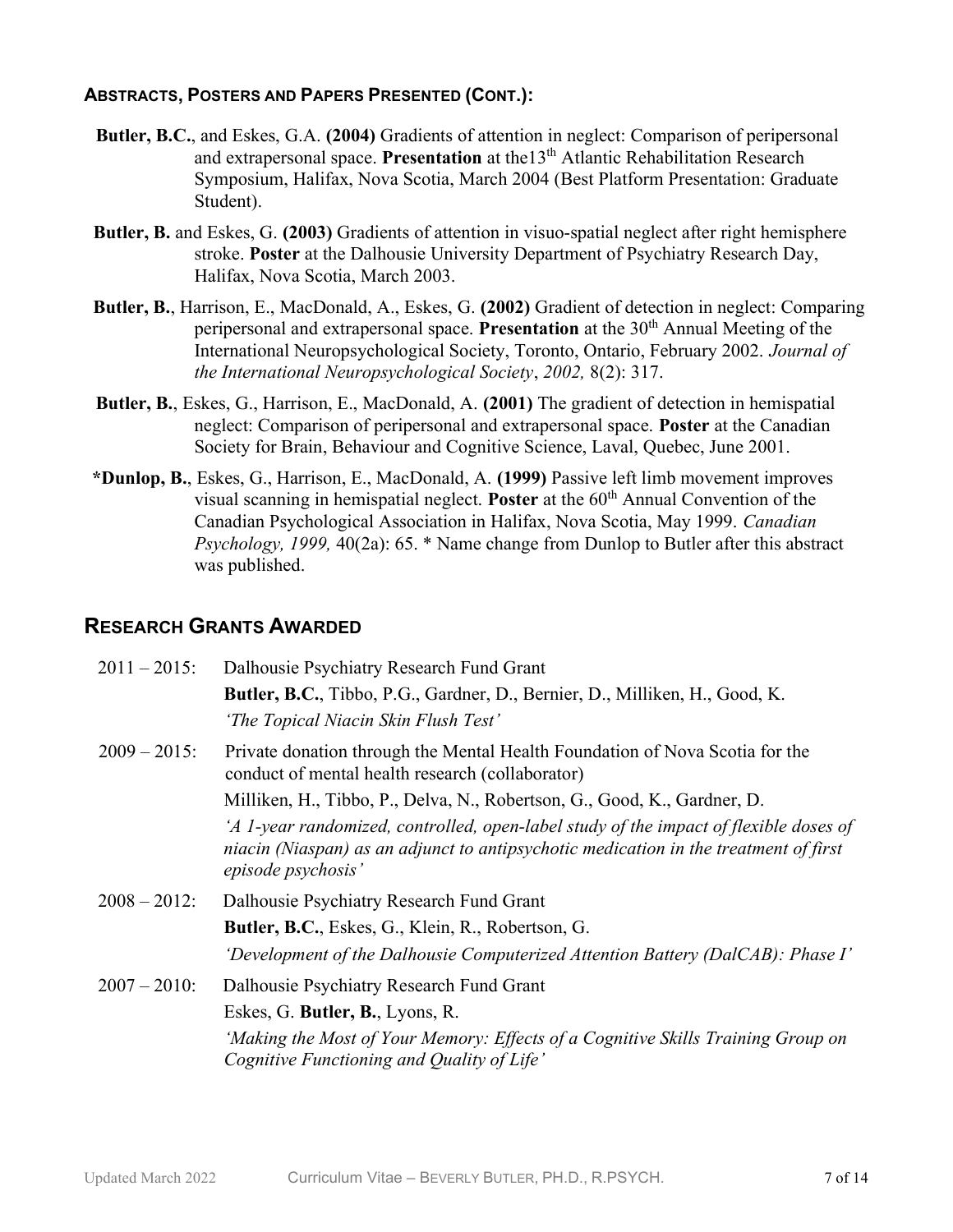### ABSTRACTS, POSTERS AND PAPERS PRESENTED (CONT.):

**Butler, B.C.**, and Eskes, G.A. **(2004)** Gradients of attention in neglect: Comparison of peripersonal and extrapersonal space. **Presentation** at the13th Atlantic Rehabilitation Research Symposium, Halifax, Nova Scotia, March 2004 (Best Platform Presentation: Graduate Student).

**Butler, B.** and Eskes, G. **(2003)** Gradients of attention in visuo-spatial neglect after right hemisphere stroke. **Poster** at the Dalhousie University Department of Psychiatry Research Day, Halifax, Nova Scotia, March 2003.

**Butler, B.**, Harrison, E., MacDonald, A., Eskes, G. **(2002)** Gradient of detection in neglect: Comparing peripersonal and extrapersonal space. **Presentation** at the 30th Annual Meeting of the International Neuropsychological Society, Toronto, Ontario, February 2002. *Journal of the International Neuropsychological Society*, *2002,* 8(2): 317.

**Butler, B.**, Eskes, G., Harrison, E., MacDonald, A. **(2001)** The gradient of detection in hemispatial neglect: Comparison of peripersonal and extrapersonal space. **Poster** at the Canadian Society for Brain, Behaviour and Cognitive Science, Laval, Quebec, June 2001.

**\*Dunlop, B.**, Eskes, G., Harrison, E., MacDonald, A. **(1999)** Passive left limb movement improves visual scanning in hemispatial neglect. **Poster** at the 60th Annual Convention of the Canadian Psychological Association in Halifax, Nova Scotia, May 1999. *Canadian Psychology, 1999,* 40(2a): 65. * Name change from Dunlop to Butler after this abstract was published.

## RESEARCH GRANTS AWARDED

2011 – 2015: Dalhousie Psychiatry Research Fund Grant
**Butler, B.C.**, Tibbo, P.G., Gardner, D., Bernier, D., Milliken, H., Good, K.
*'The Topical Niacin Skin Flush Test'*

2009 – 2015: Private donation through the Mental Health Foundation of Nova Scotia for the conduct of mental health research (collaborator)
Milliken, H., Tibbo, P., Delva, N., Robertson, G., Good, K., Gardner, D.
*'A 1-year randomized, controlled, open-label study of the impact of flexible doses of niacin (Niaspan) as an adjunct to antipsychotic medication in the treatment of first episode psychosis'*

2008 – 2012: Dalhousie Psychiatry Research Fund Grant
**Butler, B.C.**, Eskes, G., Klein, R., Robertson, G.
*'Development of the Dalhousie Computerized Attention Battery (DalCAB): Phase I'*

2007 – 2010: Dalhousie Psychiatry Research Fund Grant
Eskes, G. **Butler, B.**, Lyons, R.
*'Making the Most of Your Memory: Effects of a Cognitive Skills Training Group on Cognitive Functioning and Quality of Life'*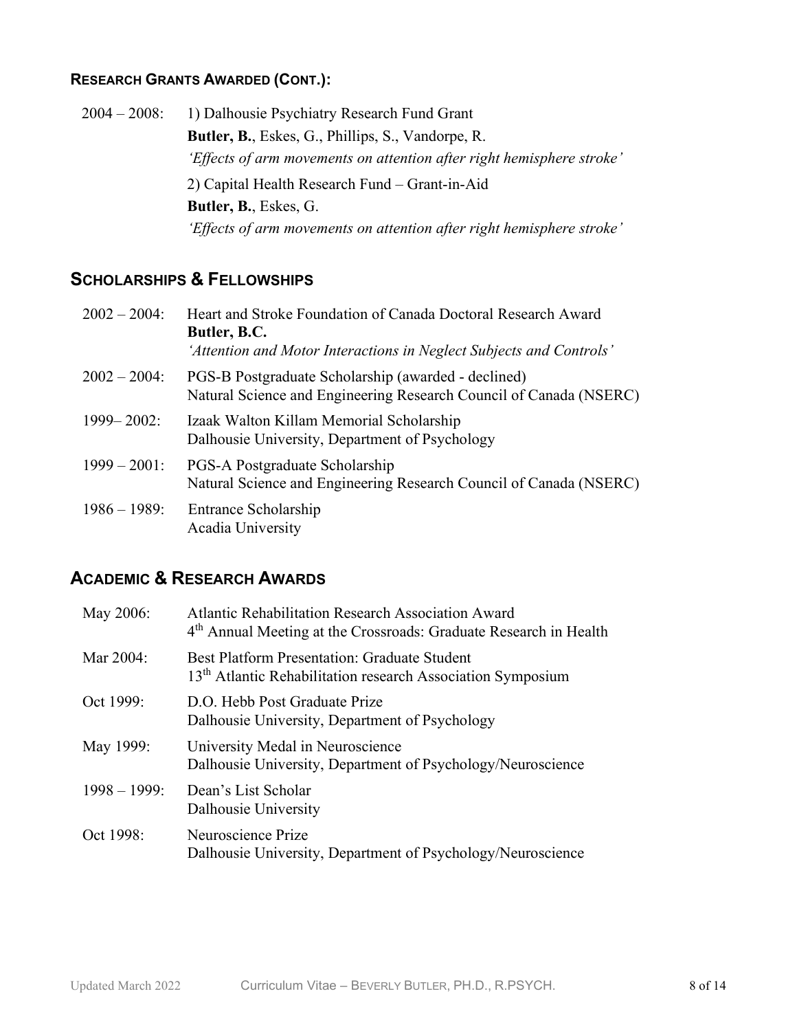### Research Grants Awarded (Cont.):

2004 – 2008: 1) Dalhousie Psychiatry Research Fund Grant
**Butler, B.**, Eskes, G., Phillips, S., Vandorpe, R.
*'Effects of arm movements on attention after right hemisphere stroke'*

2) Capital Health Research Fund – Grant-in-Aid
**Butler, B.**, Eskes, G.
*'Effects of arm movements on attention after right hemisphere stroke'*

## Scholarships & Fellowships

2002 – 2004: Heart and Stroke Foundation of Canada Doctoral Research Award
**Butler, B.C.**
*'Attention and Motor Interactions in Neglect Subjects and Controls'*

2002 – 2004: PGS-B Postgraduate Scholarship (awarded - declined)
Natural Science and Engineering Research Council of Canada (NSERC)

1999– 2002: Izaak Walton Killam Memorial Scholarship
Dalhousie University, Department of Psychology

1999 – 2001: PGS-A Postgraduate Scholarship
Natural Science and Engineering Research Council of Canada (NSERC)

1986 – 1989: Entrance Scholarship
Acadia University

## Academic & Research Awards

May 2006: Atlantic Rehabilitation Research Association Award
4th Annual Meeting at the Crossroads: Graduate Research in Health

Mar 2004: Best Platform Presentation: Graduate Student
13th Atlantic Rehabilitation research Association Symposium

Oct 1999: D.O. Hebb Post Graduate Prize
Dalhousie University, Department of Psychology

May 1999: University Medal in Neuroscience
Dalhousie University, Department of Psychology/Neuroscience

1998 – 1999: Dean's List Scholar
Dalhousie University

Oct 1998: Neuroscience Prize
Dalhousie University, Department of Psychology/Neuroscience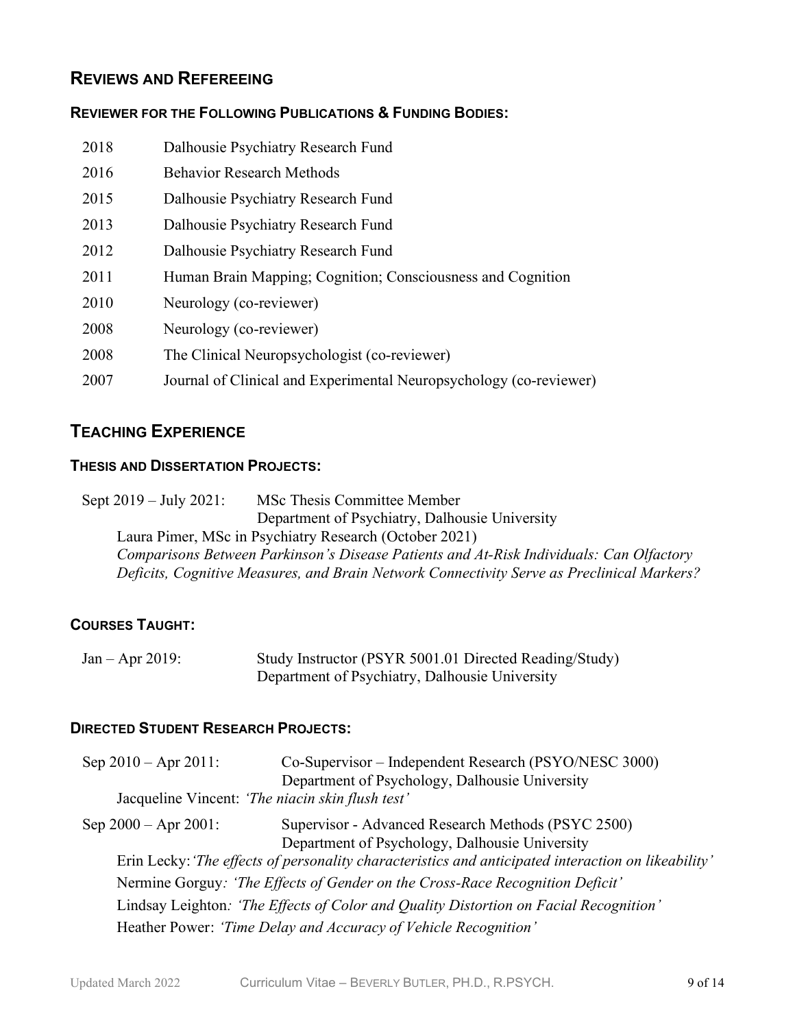## Reviews and Refereeing

### Reviewer for the Following Publications & Funding Bodies:

| | |
|---|---|
| 2018 | Dalhousie Psychiatry Research Fund |
| 2016 | Behavior Research Methods |
| 2015 | Dalhousie Psychiatry Research Fund |
| 2013 | Dalhousie Psychiatry Research Fund |
| 2012 | Dalhousie Psychiatry Research Fund |
| 2011 | Human Brain Mapping; Cognition; Consciousness and Cognition |
| 2010 | Neurology (co-reviewer) |
| 2008 | Neurology (co-reviewer) |
| 2008 | The Clinical Neuropsychologist (co-reviewer) |
| 2007 | Journal of Clinical and Experimental Neuropsychology (co-reviewer) |

## Teaching Experience

### Thesis and Dissertation Projects:

Sept 2019 – July 2021: MSc Thesis Committee Member
Department of Psychiatry, Dalhousie University

Laura Pimer, MSc in Psychiatry Research (October 2021)
*Comparisons Between Parkinson's Disease Patients and At-Risk Individuals: Can Olfactory Deficits, Cognitive Measures, and Brain Network Connectivity Serve as Preclinical Markers?*

### Courses Taught:

Jan – Apr 2019: Study Instructor (PSYR 5001.01 Directed Reading/Study)
Department of Psychiatry, Dalhousie University

### Directed Student Research Projects:

Sep 2010 – Apr 2011: Co-Supervisor – Independent Research (PSYO/NESC 3000)
Department of Psychology, Dalhousie University

Jacqueline Vincent: *'The niacin skin flush test'*

Sep 2000 – Apr 2001: Supervisor - Advanced Research Methods (PSYC 2500)
Department of Psychology, Dalhousie University

Erin Lecky: *'The effects of personality characteristics and anticipated interaction on likeability'*

Nermine Gorguy: *'The Effects of Gender on the Cross-Race Recognition Deficit'*

Lindsay Leighton: *'The Effects of Color and Quality Distortion on Facial Recognition'*

Heather Power: *'Time Delay and Accuracy of Vehicle Recognition'*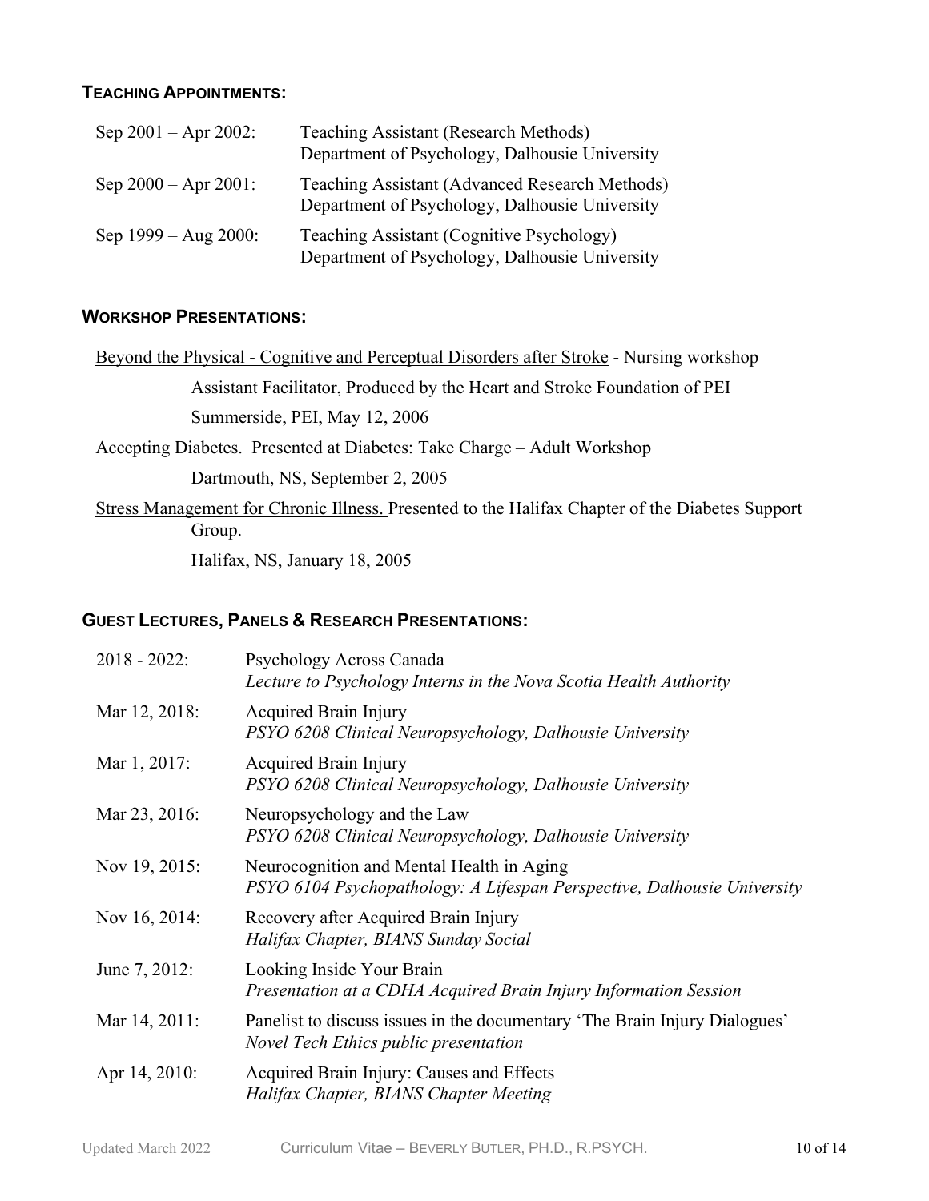### TEACHING APPOINTMENTS:

| | |
|---|---|
| Sep 2001 – Apr 2002: | Teaching Assistant (Research Methods)<br>Department of Psychology, Dalhousie University |
| Sep 2000 – Apr 2001: | Teaching Assistant (Advanced Research Methods)<br>Department of Psychology, Dalhousie University |
| Sep 1999 – Aug 2000: | Teaching Assistant (Cognitive Psychology)<br>Department of Psychology, Dalhousie University |

### WORKSHOP PRESENTATIONS:

<u>Beyond the Physical - Cognitive and Perceptual Disorders after Stroke</u> - Nursing workshop

Assistant Facilitator, Produced by the Heart and Stroke Foundation of PEI

Summerside, PEI, May 12, 2006

<u>Accepting Diabetes.</u> Presented at Diabetes: Take Charge – Adult Workshop

Dartmouth, NS, September 2, 2005

<u>Stress Management for Chronic Illness.</u> Presented to the Halifax Chapter of the Diabetes Support Group.

Halifax, NS, January 18, 2005

### GUEST LECTURES, PANELS & RESEARCH PRESENTATIONS:

| | |
|---|---|
| 2018 - 2022: | Psychology Across Canada<br>*Lecture to Psychology Interns in the Nova Scotia Health Authority* |
| Mar 12, 2018: | Acquired Brain Injury<br>*PSYO 6208 Clinical Neuropsychology, Dalhousie University* |
| Mar 1, 2017: | Acquired Brain Injury<br>*PSYO 6208 Clinical Neuropsychology, Dalhousie University* |
| Mar 23, 2016: | Neuropsychology and the Law<br>*PSYO 6208 Clinical Neuropsychology, Dalhousie University* |
| Nov 19, 2015: | Neurocognition and Mental Health in Aging<br>*PSYO 6104 Psychopathology: A Lifespan Perspective, Dalhousie University* |
| Nov 16, 2014: | Recovery after Acquired Brain Injury<br>*Halifax Chapter, BIANS Sunday Social* |
| June 7, 2012: | Looking Inside Your Brain<br>*Presentation at a CDHA Acquired Brain Injury Information Session* |
| Mar 14, 2011: | Panelist to discuss issues in the documentary 'The Brain Injury Dialogues'<br>*Novel Tech Ethics public presentation* |
| Apr 14, 2010: | Acquired Brain Injury: Causes and Effects<br>*Halifax Chapter, BIANS Chapter Meeting* |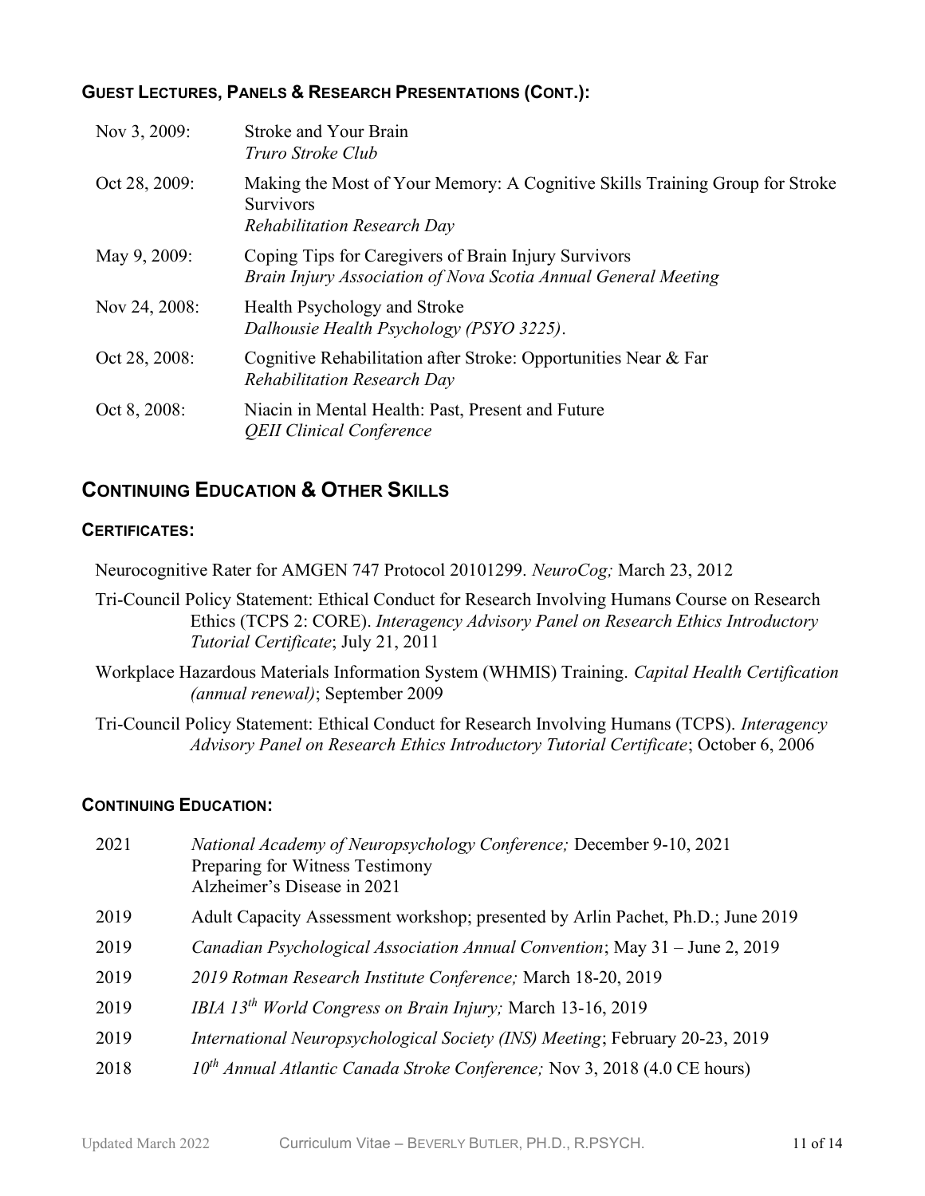### GUEST LECTURES, PANELS & RESEARCH PRESENTATIONS (CONT.):

| | |
|---|---|
| Nov 3, 2009: | Stroke and Your Brain<br>*Truro Stroke Club* |
| Oct 28, 2009: | Making the Most of Your Memory: A Cognitive Skills Training Group for Stroke Survivors<br>*Rehabilitation Research Day* |
| May 9, 2009: | Coping Tips for Caregivers of Brain Injury Survivors<br>*Brain Injury Association of Nova Scotia Annual General Meeting* |
| Nov 24, 2008: | Health Psychology and Stroke<br>*Dalhousie Health Psychology (PSYO 3225)*. |
| Oct 28, 2008: | Cognitive Rehabilitation after Stroke: Opportunities Near & Far<br>*Rehabilitation Research Day* |
| Oct 8, 2008: | Niacin in Mental Health: Past, Present and Future<br>*QEII Clinical Conference* |

## CONTINUING EDUCATION & OTHER SKILLS

### CERTIFICATES:

Neurocognitive Rater for AMGEN 747 Protocol 20101299. *NeuroCog;* March 23, 2012

Tri-Council Policy Statement: Ethical Conduct for Research Involving Humans Course on Research Ethics (TCPS 2: CORE). *Interagency Advisory Panel on Research Ethics Introductory Tutorial Certificate*; July 21, 2011

Workplace Hazardous Materials Information System (WHMIS) Training. *Capital Health Certification (annual renewal)*; September 2009

Tri-Council Policy Statement: Ethical Conduct for Research Involving Humans (TCPS). *Interagency Advisory Panel on Research Ethics Introductory Tutorial Certificate*; October 6, 2006

### CONTINUING EDUCATION:

| | |
|---|---|
| 2021 | *National Academy of Neuropsychology Conference;* December 9-10, 2021<br>Preparing for Witness Testimony<br>Alzheimer's Disease in 2021 |
| 2019 | Adult Capacity Assessment workshop; presented by Arlin Pachet, Ph.D.; June 2019 |
| 2019 | *Canadian Psychological Association Annual Convention*; May 31 – June 2, 2019 |
| 2019 | *2019 Rotman Research Institute Conference;* March 18-20, 2019 |
| 2019 | *IBIA 13th World Congress on Brain Injury;* March 13-16, 2019 |
| 2019 | *International Neuropsychological Society (INS) Meeting*; February 20-23, 2019 |
| 2018 | *10th Annual Atlantic Canada Stroke Conference;* Nov 3, 2018 (4.0 CE hours) |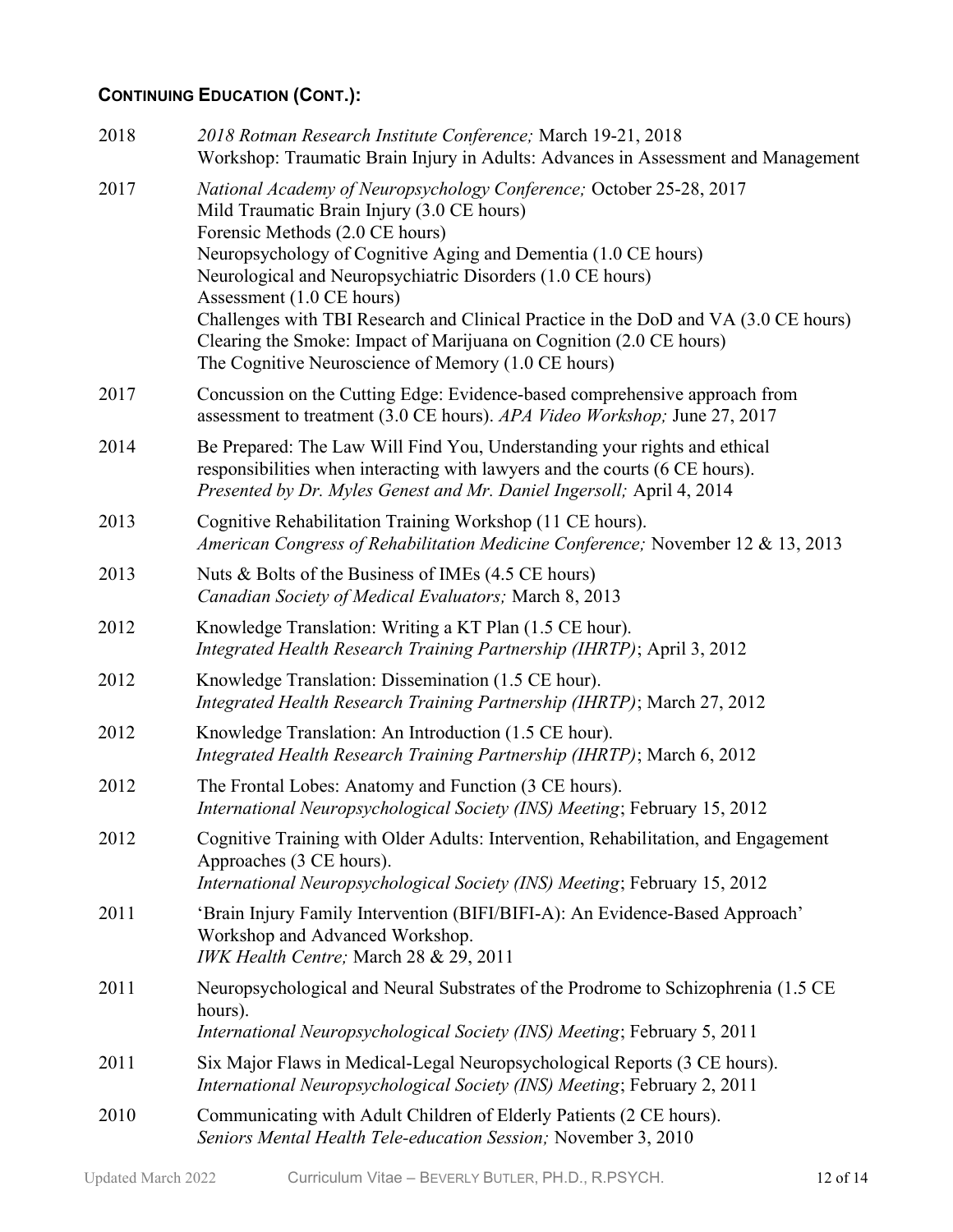## **CONTINUING EDUCATION (CONT.):**

2018 — *2018 Rotman Research Institute Conference;* March 19-21, 2018
Workshop: Traumatic Brain Injury in Adults: Advances in Assessment and Management

2017 — *National Academy of Neuropsychology Conference;* October 25-28, 2017
Mild Traumatic Brain Injury (3.0 CE hours)
Forensic Methods (2.0 CE hours)
Neuropsychology of Cognitive Aging and Dementia (1.0 CE hours)
Neurological and Neuropsychiatric Disorders (1.0 CE hours)
Assessment (1.0 CE hours)
Challenges with TBI Research and Clinical Practice in the DoD and VA (3.0 CE hours)
Clearing the Smoke: Impact of Marijuana on Cognition (2.0 CE hours)
The Cognitive Neuroscience of Memory (1.0 CE hours)

2017 — Concussion on the Cutting Edge: Evidence-based comprehensive approach from assessment to treatment (3.0 CE hours). *APA Video Workshop;* June 27, 2017

2014 — Be Prepared: The Law Will Find You, Understanding your rights and ethical responsibilities when interacting with lawyers and the courts (6 CE hours).
*Presented by Dr. Myles Genest and Mr. Daniel Ingersoll;* April 4, 2014

2013 — Cognitive Rehabilitation Training Workshop (11 CE hours).
*American Congress of Rehabilitation Medicine Conference;* November 12 & 13, 2013

2013 — Nuts & Bolts of the Business of IMEs (4.5 CE hours)
*Canadian Society of Medical Evaluators;* March 8, 2013

2012 — Knowledge Translation: Writing a KT Plan (1.5 CE hour).
*Integrated Health Research Training Partnership (IHRTP)*; April 3, 2012

2012 — Knowledge Translation: Dissemination (1.5 CE hour).
*Integrated Health Research Training Partnership (IHRTP)*; March 27, 2012

2012 — Knowledge Translation: An Introduction (1.5 CE hour).
*Integrated Health Research Training Partnership (IHRTP)*; March 6, 2012

2012 — The Frontal Lobes: Anatomy and Function (3 CE hours).
*International Neuropsychological Society (INS) Meeting*; February 15, 2012

2012 — Cognitive Training with Older Adults: Intervention, Rehabilitation, and Engagement Approaches (3 CE hours).
*International Neuropsychological Society (INS) Meeting*; February 15, 2012

2011 — 'Brain Injury Family Intervention (BIFI/BIFI-A): An Evidence-Based Approach' Workshop and Advanced Workshop.
*IWK Health Centre;* March 28 & 29, 2011

2011 — Neuropsychological and Neural Substrates of the Prodrome to Schizophrenia (1.5 CE hours).
*International Neuropsychological Society (INS) Meeting*; February 5, 2011

2011 — Six Major Flaws in Medical-Legal Neuropsychological Reports (3 CE hours).
*International Neuropsychological Society (INS) Meeting*; February 2, 2011

2010 — Communicating with Adult Children of Elderly Patients (2 CE hours).
*Seniors Mental Health Tele-education Session;* November 3, 2010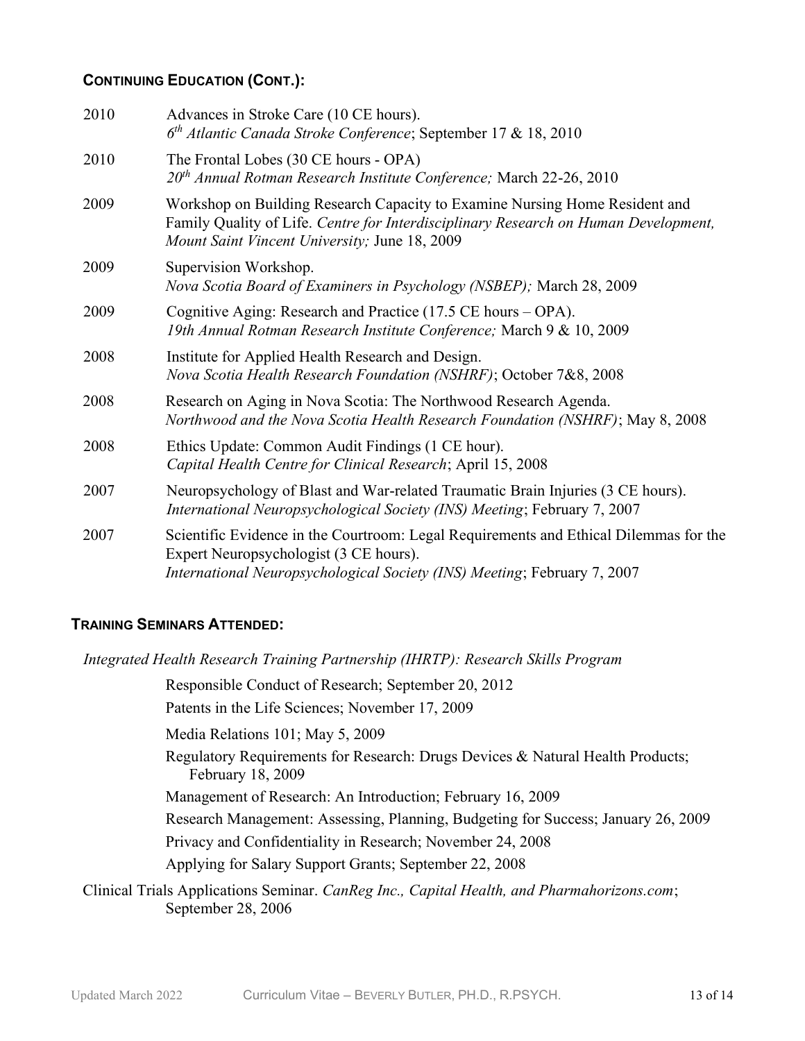## **Continuing Education (Cont.):**

2010 Advances in Stroke Care (10 CE hours).
*6th Atlantic Canada Stroke Conference*; September 17 & 18, 2010

2010 The Frontal Lobes (30 CE hours - OPA)
*20th Annual Rotman Research Institute Conference;* March 22-26, 2010

2009 Workshop on Building Research Capacity to Examine Nursing Home Resident and Family Quality of Life. *Centre for Interdisciplinary Research on Human Development, Mount Saint Vincent University;* June 18, 2009

2009 Supervision Workshop.
*Nova Scotia Board of Examiners in Psychology (NSBEP);* March 28, 2009

2009 Cognitive Aging: Research and Practice (17.5 CE hours – OPA).
*19th Annual Rotman Research Institute Conference;* March 9 & 10, 2009

2008 Institute for Applied Health Research and Design.
*Nova Scotia Health Research Foundation (NSHRF)*; October 7&8, 2008

2008 Research on Aging in Nova Scotia: The Northwood Research Agenda.
*Northwood and the Nova Scotia Health Research Foundation (NSHRF)*; May 8, 2008

2008 Ethics Update: Common Audit Findings (1 CE hour).
*Capital Health Centre for Clinical Research*; April 15, 2008

2007 Neuropsychology of Blast and War-related Traumatic Brain Injuries (3 CE hours).
*International Neuropsychological Society (INS) Meeting*; February 7, 2007

2007 Scientific Evidence in the Courtroom: Legal Requirements and Ethical Dilemmas for the Expert Neuropsychologist (3 CE hours).
*International Neuropsychological Society (INS) Meeting*; February 7, 2007

## **Training Seminars Attended:**

*Integrated Health Research Training Partnership (IHRTP): Research Skills Program*

- Responsible Conduct of Research; September 20, 2012
- Patents in the Life Sciences; November 17, 2009
- Media Relations 101; May 5, 2009
- Regulatory Requirements for Research: Drugs Devices & Natural Health Products; February 18, 2009
- Management of Research: An Introduction; February 16, 2009
- Research Management: Assessing, Planning, Budgeting for Success; January 26, 2009
- Privacy and Confidentiality in Research; November 24, 2008
- Applying for Salary Support Grants; September 22, 2008

Clinical Trials Applications Seminar. *CanReg Inc., Capital Health, and Pharmahorizons.com*; September 28, 2006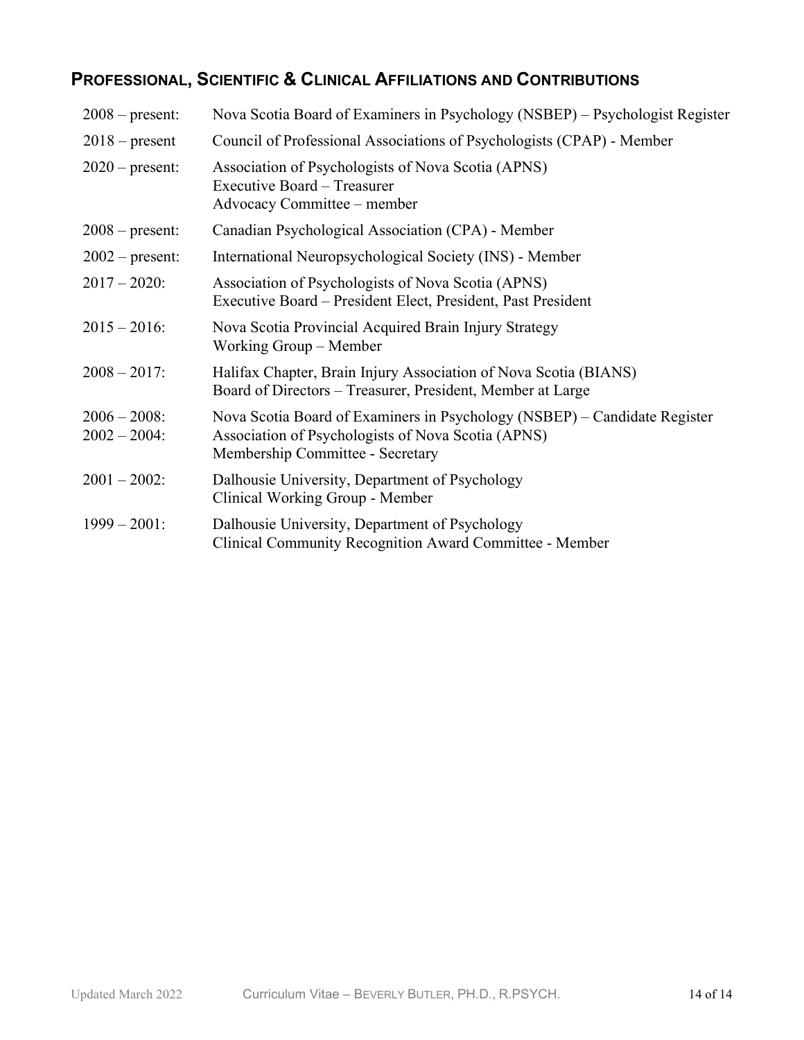## PROFESSIONAL, SCIENTIFIC & CLINICAL AFFILIATIONS AND CONTRIBUTIONS

| | |
|---|---|
| 2008 – present: | Nova Scotia Board of Examiners in Psychology (NSBEP) – Psychologist Register |
| 2018 – present | Council of Professional Associations of Psychologists (CPAP) - Member |
| 2020 – present: | Association of Psychologists of Nova Scotia (APNS)<br>Executive Board – Treasurer<br>Advocacy Committee – member |
| 2008 – present: | Canadian Psychological Association (CPA) - Member |
| 2002 – present: | International Neuropsychological Society (INS) - Member |
| 2017 – 2020: | Association of Psychologists of Nova Scotia (APNS)<br>Executive Board – President Elect, President, Past President |
| 2015 – 2016: | Nova Scotia Provincial Acquired Brain Injury Strategy<br>Working Group – Member |
| 2008 – 2017: | Halifax Chapter, Brain Injury Association of Nova Scotia (BIANS)<br>Board of Directors – Treasurer, President, Member at Large |
| 2006 – 2008: | Nova Scotia Board of Examiners in Psychology (NSBEP) – Candidate Register |
| 2002 – 2004: | Association of Psychologists of Nova Scotia (APNS)<br>Membership Committee - Secretary |
| 2001 – 2002: | Dalhousie University, Department of Psychology<br>Clinical Working Group - Member |
| 1999 – 2001: | Dalhousie University, Department of Psychology<br>Clinical Community Recognition Award Committee - Member |